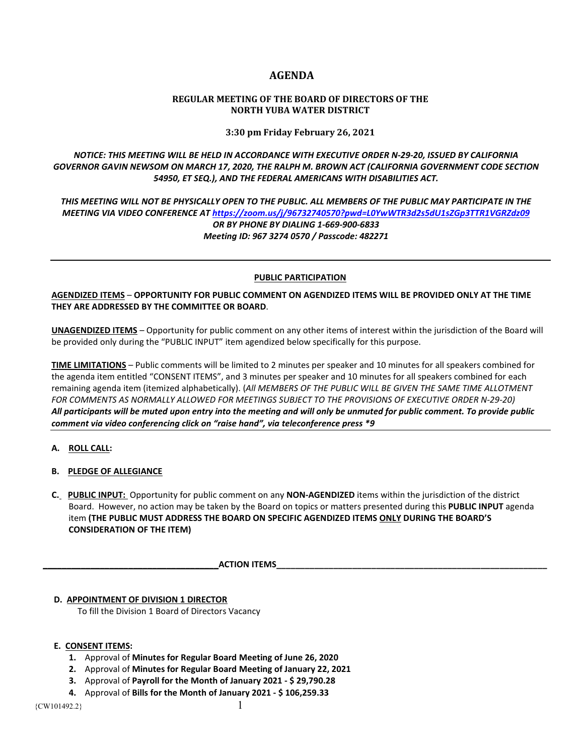# AGENDA

## REGULAR MEETING OF THE BOARD OF DIRECTORS OF THE NORTH YUBA WATER DISTRICT

**3:30 pm Friday February 26, 2021**

***NOTICE: THIS MEETING WILL BE HELD IN ACCORDANCE WITH EXECUTIVE ORDER N-29-20, ISSUED BY CALIFORNIA GOVERNOR GAVIN NEWSOM ON MARCH 17, 2020, THE RALPH M. BROWN ACT (CALIFORNIA GOVERNMENT CODE SECTION 54950, ET SEQ.), AND THE FEDERAL AMERICANS WITH DISABILITIES ACT.***

***THIS MEETING WILL NOT BE PHYSICALLY OPEN TO THE PUBLIC. ALL MEMBERS OF THE PUBLIC MAY PARTICIPATE IN THE MEETING VIA VIDEO CONFERENCE AT https://zoom.us/j/96732740570?pwd=L0YwWTR3d2s5dU1sZGp3TTR1VGRZdz09 OR BY PHONE BY DIALING 1-669-900-6833 Meeting ID: 967 3274 0570 / Passcode: 482271***

---

**PUBLIC PARTICIPATION**

**AGENDIZED ITEMS** – **OPPORTUNITY FOR PUBLIC COMMENT ON AGENDIZED ITEMS WILL BE PROVIDED ONLY AT THE TIME THEY ARE ADDRESSED BY THE COMMITTEE OR BOARD**.

**UNAGENDIZED ITEMS** – Opportunity for public comment on any other items of interest within the jurisdiction of the Board will be provided only during the "PUBLIC INPUT" item agendized below specifically for this purpose.

**TIME LIMITATIONS** – Public comments will be limited to 2 minutes per speaker and 10 minutes for all speakers combined for the agenda item entitled "CONSENT ITEMS", and 3 minutes per speaker and 10 minutes for all speakers combined for each remaining agenda item (itemized alphabetically). (*All MEMBERS OF THE PUBLIC WILL BE GIVEN THE SAME TIME ALLOTMENT FOR COMMENTS AS NORMALLY ALLOWED FOR MEETINGS SUBJECT TO THE PROVISIONS OF EXECUTIVE ORDER N-29-20)*
***All participants will be muted upon entry into the meeting and will only be unmuted for public comment. To provide public comment via video conferencing click on "raise hand", via teleconference press *9***

---

**A. ROLL CALL:**

**B. PLEDGE OF ALLEGIANCE**

**C. PUBLIC INPUT:** Opportunity for public comment on any **NON-AGENDIZED** items within the jurisdiction of the district Board. However, no action may be taken by the Board on topics or matters presented during this **PUBLIC INPUT** agenda item **(THE PUBLIC MUST ADDRESS THE BOARD ON SPECIFIC AGENDIZED ITEMS ONLY DURING THE BOARD'S CONSIDERATION OF THE ITEM)**

**ACTION ITEMS**

**D. APPOINTMENT OF DIVISION 1 DIRECTOR**
To fill the Division 1 Board of Directors Vacancy

**E. CONSENT ITEMS:**

1. Approval of **Minutes for Regular Board Meeting of June 26, 2020**
2. Approval of **Minutes for Regular Board Meeting of January 22, 2021**
3. Approval of **Payroll for the Month of January 2021 - $ 29,790.28**
4. Approval of **Bills for the Month of January 2021 - $ 106,259.33**

{CW101492.2}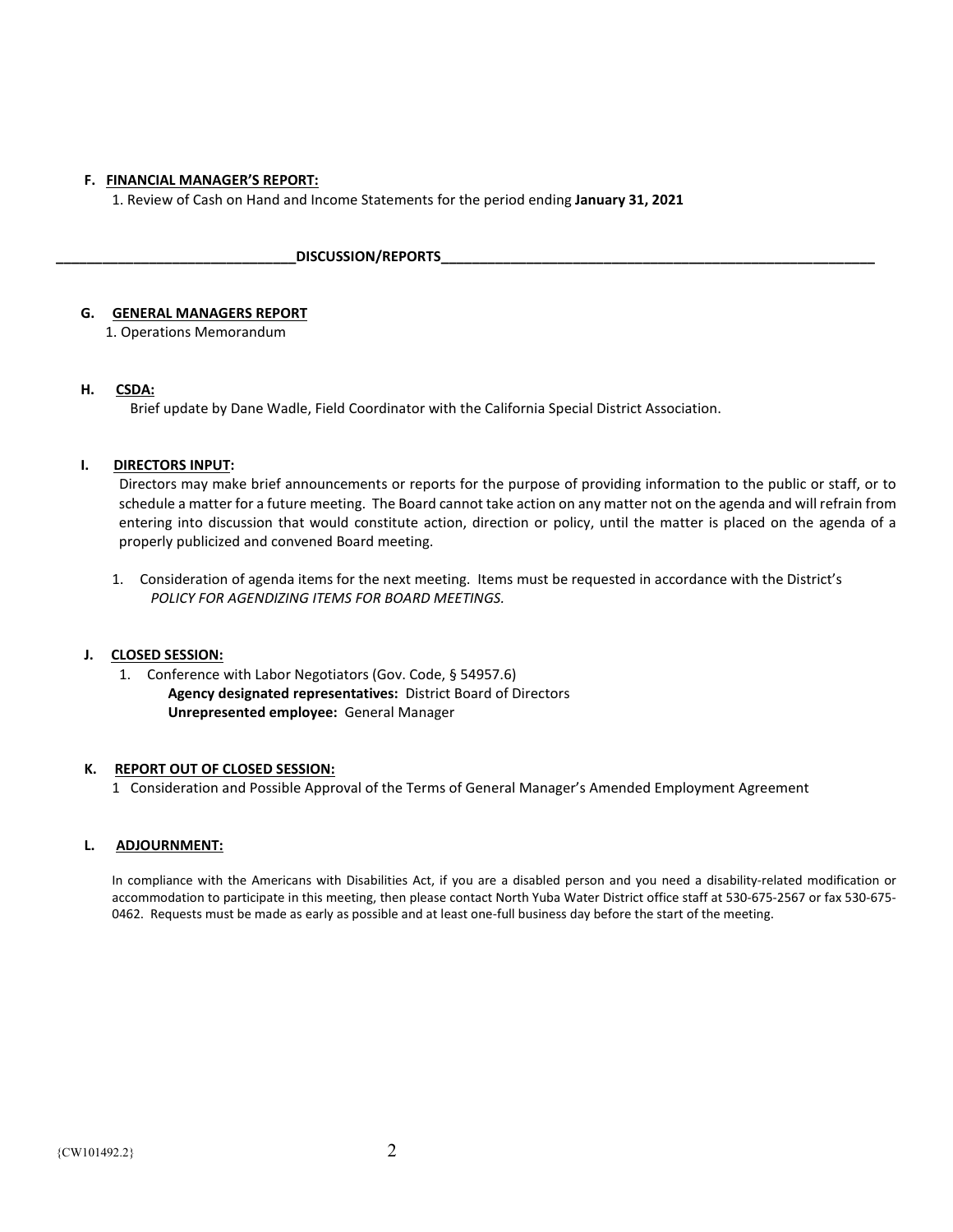**F. FINANCIAL MANAGER'S REPORT:**

1. Review of Cash on Hand and Income Statements for the period ending **January 31, 2021**

**DISCUSSION/REPORTS**

**G. GENERAL MANAGERS REPORT**

1. Operations Memorandum

**H. CSDA:**

Brief update by Dane Wadle, Field Coordinator with the California Special District Association.

**I. DIRECTORS INPUT:**

Directors may make brief announcements or reports for the purpose of providing information to the public or staff, or to schedule a matter for a future meeting. The Board cannot take action on any matter not on the agenda and will refrain from entering into discussion that would constitute action, direction or policy, until the matter is placed on the agenda of a properly publicized and convened Board meeting.

1. Consideration of agenda items for the next meeting. Items must be requested in accordance with the District's *POLICY FOR AGENDIZING ITEMS FOR BOARD MEETINGS.*

**J. CLOSED SESSION:**

1. Conference with Labor Negotiators (Gov. Code, § 54957.6)
   **Agency designated representatives:** District Board of Directors
   **Unrepresented employee:** General Manager

**K. REPORT OUT OF CLOSED SESSION:**

1 Consideration and Possible Approval of the Terms of General Manager's Amended Employment Agreement

**L. ADJOURNMENT:**

In compliance with the Americans with Disabilities Act, if you are a disabled person and you need a disability-related modification or accommodation to participate in this meeting, then please contact North Yuba Water District office staff at 530-675-2567 or fax 530-675-0462. Requests must be made as early as possible and at least one-full business day before the start of the meeting.

{CW101492.2}